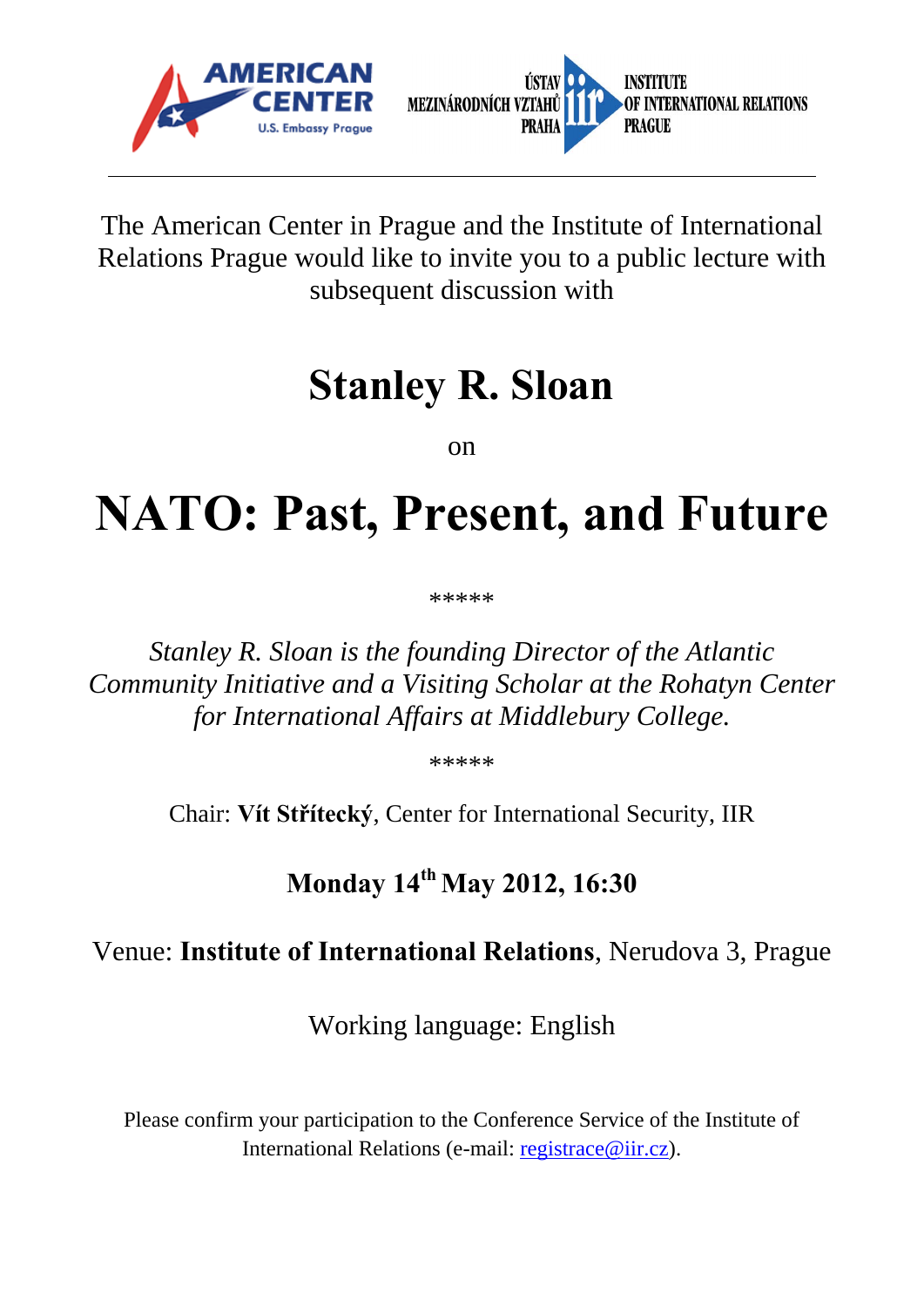AMERICAN CENTER U.S. Embassy Prague

ÚSTAV MEZINÁRODNÍCH VZTAHŮ PRAHA — INSTITUTE OF INTERNATIONAL RELATIONS PRAGUE

---

The American Center in Prague and the Institute of International Relations Prague would like to invite you to a public lecture with subsequent discussion with

# Stanley R. Sloan

on

# NATO: Past, Present, and Future

*****

*Stanley R. Sloan is the founding Director of the Atlantic Community Initiative and a Visiting Scholar at the Rohatyn Center for International Affairs at Middlebury College.*

*****

Chair: **Vít Střítecký**, Center for International Security, IIR

**Monday 14th May 2012, 16:30**

Venue: **Institute of International Relations**, Nerudova 3, Prague

Working language: English

Please confirm your participation to the Conference Service of the Institute of International Relations (e-mail: registrace@iir.cz).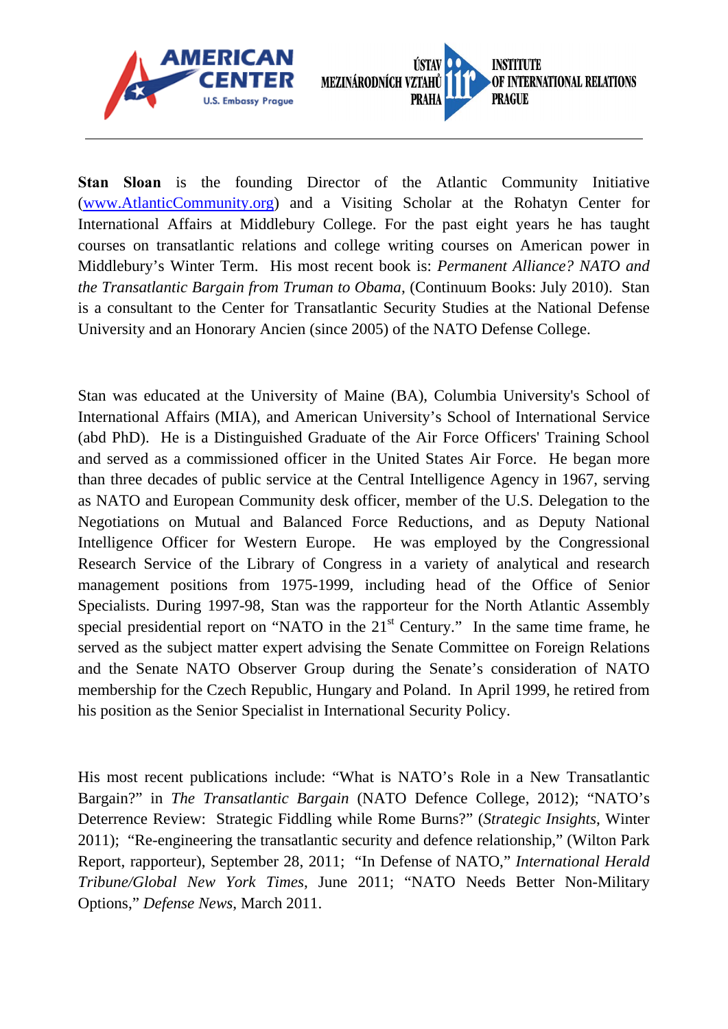**Stan Sloan** is the founding Director of the Atlantic Community Initiative ([www.AtlanticCommunity.org](http://www.AtlanticCommunity.org)) and a Visiting Scholar at the Rohatyn Center for International Affairs at Middlebury College. For the past eight years he has taught courses on transatlantic relations and college writing courses on American power in Middlebury's Winter Term. His most recent book is: *Permanent Alliance? NATO and the Transatlantic Bargain from Truman to Obama*, (Continuum Books: July 2010). Stan is a consultant to the Center for Transatlantic Security Studies at the National Defense University and an Honorary Ancien (since 2005) of the NATO Defense College.

Stan was educated at the University of Maine (BA), Columbia University's School of International Affairs (MIA), and American University's School of International Service (abd PhD). He is a Distinguished Graduate of the Air Force Officers' Training School and served as a commissioned officer in the United States Air Force. He began more than three decades of public service at the Central Intelligence Agency in 1967, serving as NATO and European Community desk officer, member of the U.S. Delegation to the Negotiations on Mutual and Balanced Force Reductions, and as Deputy National Intelligence Officer for Western Europe. He was employed by the Congressional Research Service of the Library of Congress in a variety of analytical and research management positions from 1975-1999, including head of the Office of Senior Specialists. During 1997-98, Stan was the rapporteur for the North Atlantic Assembly special presidential report on "NATO in the 21st Century." In the same time frame, he served as the subject matter expert advising the Senate Committee on Foreign Relations and the Senate NATO Observer Group during the Senate's consideration of NATO membership for the Czech Republic, Hungary and Poland. In April 1999, he retired from his position as the Senior Specialist in International Security Policy.

His most recent publications include: "What is NATO's Role in a New Transatlantic Bargain?" in *The Transatlantic Bargain* (NATO Defence College, 2012); "NATO's Deterrence Review: Strategic Fiddling while Rome Burns?" (*Strategic Insights*, Winter 2011); "Re-engineering the transatlantic security and defence relationship," (Wilton Park Report, rapporteur), September 28, 2011; "In Defense of NATO," *International Herald Tribune/Global New York Times*, June 2011; "NATO Needs Better Non-Military Options," *Defense News*, March 2011.